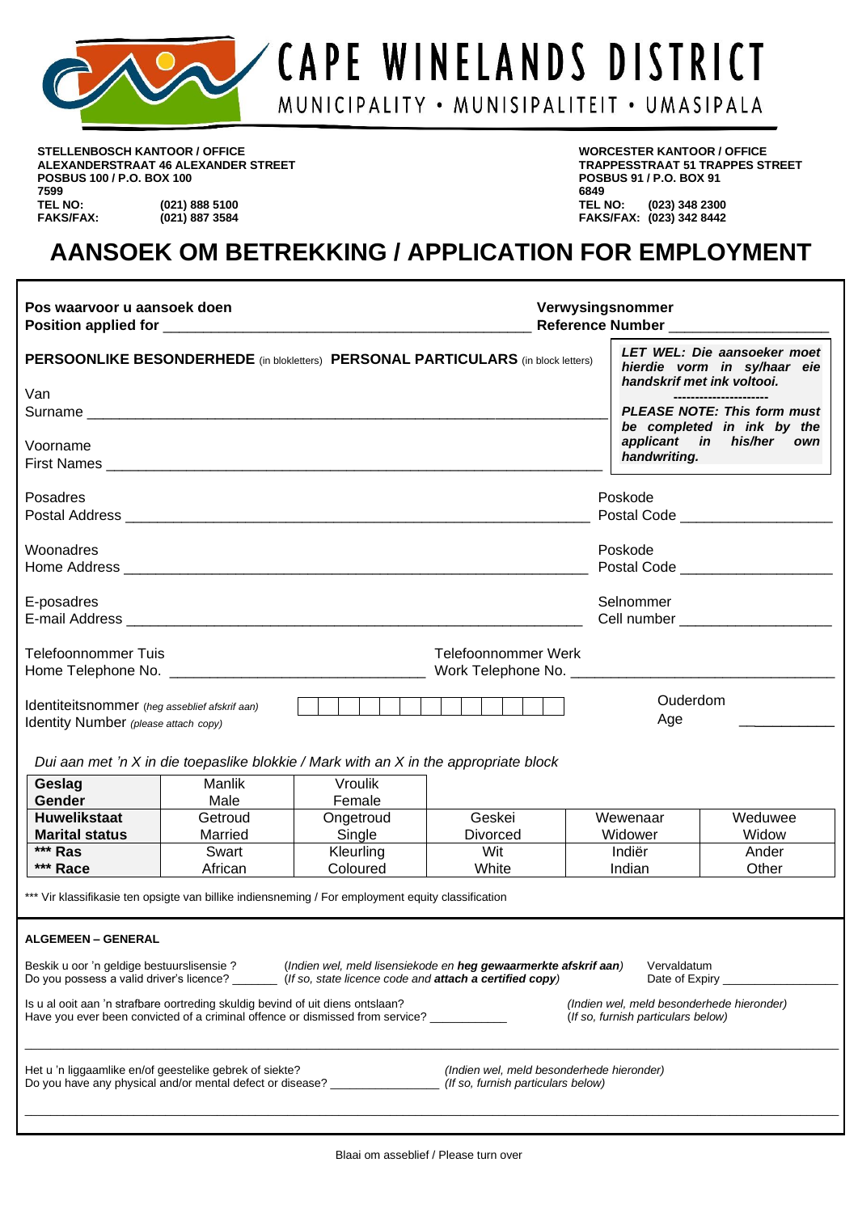# CAPE WINELANDS DISTRICT

MUNICIPALITY • MUNISIPALITEIT • UMASIPALA

**STELLENBOSCH KANTOOR / OFFICE**
**ALEXANDERSTRAAT 46 ALEXANDER STREET**
**POSBUS 100 / P.O. BOX 100**
**7599**
**TEL NO: (021) 888 5100**
**FAKS/FAX: (021) 887 3584**

**WORCESTER KANTOOR / OFFICE**
**TRAPPESSTRAAT 51 TRAPPES STREET**
**POSBUS 91 / P.O. BOX 91**
**6849**
**TEL NO: (023) 348 2300**
**FAKS/FAX: (023) 342 8442**

# AANSOEK OM BETREKKING / APPLICATION FOR EMPLOYMENT

**Pos waarvoor u aansoek doen**
**Position applied for** ______________________________________________

**Verwysingsnommer**
**Reference Number** ____________________

**PERSOONLIKE BESONDERHEDE** (in blokletters) **PERSONAL PARTICULARS** (in block letters)

***LET WEL: Die aansoeker moet hierdie vorm in sy/haar eie handskrif met ink voltooi.***

----------------------

***PLEASE NOTE: This form must be completed in ink by the applicant in his/her own handwriting.***

Van
Surname ______________________________________________________________

Voorname
First Names ___________________________________________________________

Posadres
Postal Address ________________________________________________________

Poskode
Postal Code ___________________

Woonadres
Home Address _________________________________________________________

Poskode
Postal Code ___________________

E-posadres
E-mail Address ________________________________________________________

Selnommer
Cell number ___________________

Telefoonnommer Tuis
Home Telephone No. _______________________________

Telefoonnommer Werk
Work Telephone No. _______________________________

Identiteitsnommer *(heg asseblief afskrif aan)*
Identity Number *(please attach copy)* | | | | | | | | | | | | | |

Ouderdom
Age ___________

*Dui aan met 'n X in die toepaslike blokkie / Mark with an X in the appropriate block*

| | | | | | |
|---|---|---|---|---|---|
| **Geslag** **Gender** | Manlik Male | Vroulik Female | | | |
| **Huwelikstaat** **Marital status** | Getroud Married | Ongetroud Single | Geskei Divorced | Wewenaar Widower | Weduwee Widow |
| **\*\*\* Ras** **\*\*\* Race** | Swart African | Kleurling Coloured | Wit White | Indiër Indian | Ander Other |

\*\*\* Vir klassifikasie ten opsigte van billike indiensneming / For employment equity classification

**ALGEMEEN – GENERAL**

Beskik u oor 'n geldige bestuurslisensie ?
Do you possess a valid driver's licence? _______ (*Indien wel, meld lisensiekode en **heg gewaarmerkte afskrif aan***) (*If so, state licence code and **attach a certified copy***)

Vervaldatum
Date of Expiry _______________

Is u al ooit aan 'n strafbare oortreding skuldig bevind of uit diens ontslaan?
Have you ever been convicted of a criminal offence or dismissed from service? ___________

*(Indien wel, meld besonderhede hieronder)*
*(If so, furnish particulars below)*

_____________________________________________________________________________

Het u 'n liggaamlike en/of geestelike gebrek of siekte?
Do you have any physical and/or mental defect or disease? _______________

*(Indien wel, meld besonderhede hieronder)*
*(If so, furnish particulars below)*

_____________________________________________________________________________

Blaai om asseblief / Please turn over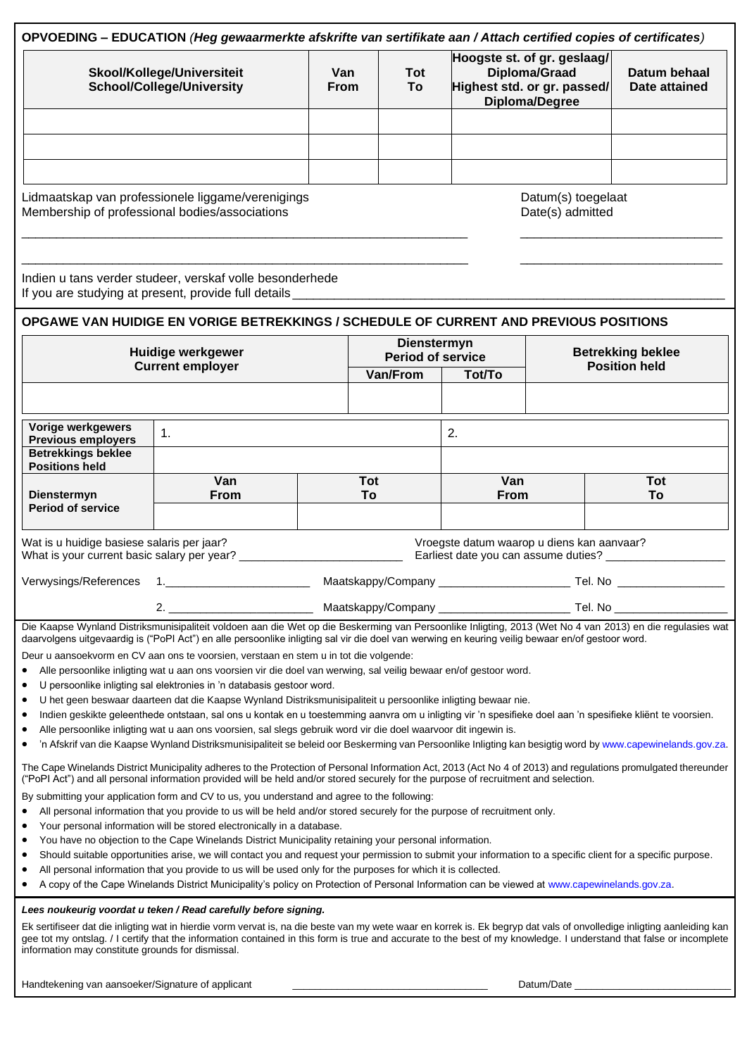**OPVOEDING – EDUCATION** ***(Heg gewaarmerkte afskrifte van sertifikate aan / Attach certified copies of certificates)***

| Skool/Kollege/Universiteit School/College/University | Van From | Tot To | Hoogste st. of gr. geslaag/ Diploma/Graad Highest std. or gr. passed/ Diploma/Degree | Datum behaal Date attained |
|---|---|---|---|---|
| | | | | |
| | | | | |
| | | | | |

Lidmaatskap van professionele liggame/verenigings
Membership of professional bodies/associations

Datum(s) toegelaat
Date(s) admitted

_______________________________________________ _____________________

_______________________________________________ _____________________

Indien u tans verder studeer, verskaf volle besonderhede
If you are studying at present, provide full details ______________________________________________

**OPGAWE VAN HUIDIGE EN VORIGE BETREKKINGS / SCHEDULE OF CURRENT AND PREVIOUS POSITIONS**

| Huidige werkgewer Current employer | Dienstermyn Period of service | | Betrekking beklee Position held |
|---|---|---|---|
| | Van/From | Tot/To | |
| | | | |

| | | | | |
|---|---|---|---|---|
| **Vorige werkgewers Previous employers** | 1. | | 2. | |
| **Betrekkings beklee Positions held** | | | | |
| **Dienstermyn Period of service** | **Van From** | **Tot To** | **Van From** | **Tot To** |
| | | | | |

Wat is u huidige basiese salaris per jaar?
What is your current basic salary per year? _________________________

Vroegste datum waarop u diens kan aanvaar?
Earliest date you can assume duties? __________________

Verwysings/References 1.______________________ Maatskappy/Company ____________________ Tel. No ________________

2. ______________________ Maatskappy/Company ____________________ Tel. No __________________

Die Kaapse Wynland Distriksmunisipaliteit voldoen aan die Wet op die Beskerming van Persoonlike Inligting, 2013 (Wet No 4 van 2013) en die regulasies wat daarvolgens uitgevaardig is ("PoPI Act") en alle persoonlike inligting sal vir die doel van werwing en keuring veilig bewaar en/of gestoor word.

Deur u aansoekvorm en CV aan ons te voorsien, verstaan en stem u in tot die volgende:

- Alle persoonlike inligting wat u aan ons voorsien vir die doel van werwing, sal veilig bewaar en/of gestoor word.
- U persoonlike inligting sal elektronies in 'n databasis gestoor word.
- U het geen beswaar daarteen dat die Kaapse Wynland Distriksmunisipaliteit u persoonlike inligting bewaar nie.
- Indien geskikte geleenthede ontstaan, sal ons u kontak en u toestemming aanvra om u inligting vir 'n spesifieke doel aan 'n spesifieke kliënt te voorsien.
- Alle persoonlike inligting wat u aan ons voorsien, sal slegs gebruik word vir die doel waarvoor dit ingewin is.
- 'n Afskrif van die Kaapse Wynland Distriksmunisipaliteit se beleid oor Beskerming van Persoonlike Inligting kan besigtig word by www.capewinelands.gov.za.

The Cape Winelands District Municipality adheres to the Protection of Personal Information Act, 2013 (Act No 4 of 2013) and regulations promulgated thereunder ("PoPI Act") and all personal information provided will be held and/or stored securely for the purpose of recruitment and selection.

By submitting your application form and CV to us, you understand and agree to the following:

- All personal information that you provide to us will be held and/or stored securely for the purpose of recruitment only.
- Your personal information will be stored electronically in a database.
- You have no objection to the Cape Winelands District Municipality retaining your personal information.
- Should suitable opportunities arise, we will contact you and request your permission to submit your information to a specific client for a specific purpose.
- All personal information that you provide to us will be used only for the purposes for which it is collected.
- A copy of the Cape Winelands District Municipality's policy on Protection of Personal Information can be viewed at www.capewinelands.gov.za.

***Lees noukeurig voordat u teken / Read carefully before signing.***

Ek sertifiseer dat die inligting wat in hierdie vorm vervat is, na die beste van my wete waar en korrek is. Ek begryp dat vals of onvolledige inligting aanleiding kan gee tot my ontslag. / I certify that the information contained in this form is true and accurate to the best of my knowledge. I understand that false or incomplete information may constitute grounds for dismissal.

Handtekening van aansoeker/Signature of applicant ________________________________ Datum/Date __________________________